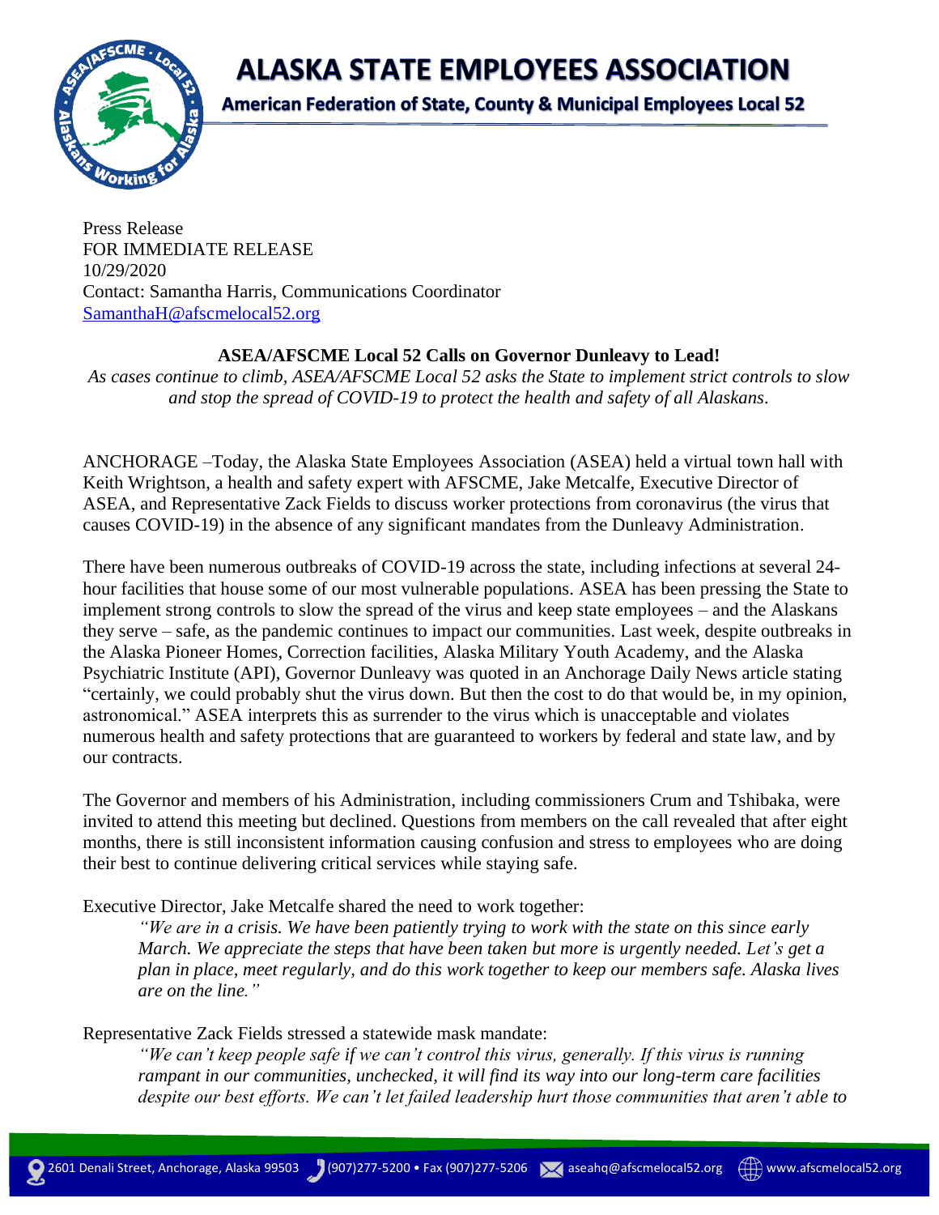# ALASKA STATE EMPLOYEES ASSOCIATION

**American Federation of State, County & Municipal Employees Local 52**

Press Release
FOR IMMEDIATE RELEASE
10/29/2020
Contact: Samantha Harris, Communications Coordinator
SamanthaH@afscmelocal52.org

## ASEA/AFSCME Local 52 Calls on Governor Dunleavy to Lead!

*As cases continue to climb, ASEA/AFSCME Local 52 asks the State to implement strict controls to slow and stop the spread of COVID-19 to protect the health and safety of all Alaskans.*

ANCHORAGE –Today, the Alaska State Employees Association (ASEA) held a virtual town hall with Keith Wrightson, a health and safety expert with AFSCME, Jake Metcalfe, Executive Director of ASEA, and Representative Zack Fields to discuss worker protections from coronavirus (the virus that causes COVID-19) in the absence of any significant mandates from the Dunleavy Administration.

There have been numerous outbreaks of COVID-19 across the state, including infections at several 24-hour facilities that house some of our most vulnerable populations. ASEA has been pressing the State to implement strong controls to slow the spread of the virus and keep state employees – and the Alaskans they serve – safe, as the pandemic continues to impact our communities. Last week, despite outbreaks in the Alaska Pioneer Homes, Correction facilities, Alaska Military Youth Academy, and the Alaska Psychiatric Institute (API), Governor Dunleavy was quoted in an Anchorage Daily News article stating "certainly, we could probably shut the virus down. But then the cost to do that would be, in my opinion, astronomical." ASEA interprets this as surrender to the virus which is unacceptable and violates numerous health and safety protections that are guaranteed to workers by federal and state law, and by our contracts.

The Governor and members of his Administration, including commissioners Crum and Tshibaka, were invited to attend this meeting but declined. Questions from members on the call revealed that after eight months, there is still inconsistent information causing confusion and stress to employees who are doing their best to continue delivering critical services while staying safe.

Executive Director, Jake Metcalfe shared the need to work together:

> *"We are in a crisis. We have been patiently trying to work with the state on this since early March. We appreciate the steps that have been taken but more is urgently needed. Let's get a plan in place, meet regularly, and do this work together to keep our members safe. Alaska lives are on the line."*

Representative Zack Fields stressed a statewide mask mandate:

> *"We can't keep people safe if we can't control this virus, generally. If this virus is running rampant in our communities, unchecked, it will find its way into our long-term care facilities despite our best efforts. We can't let failed leadership hurt those communities that aren't able to*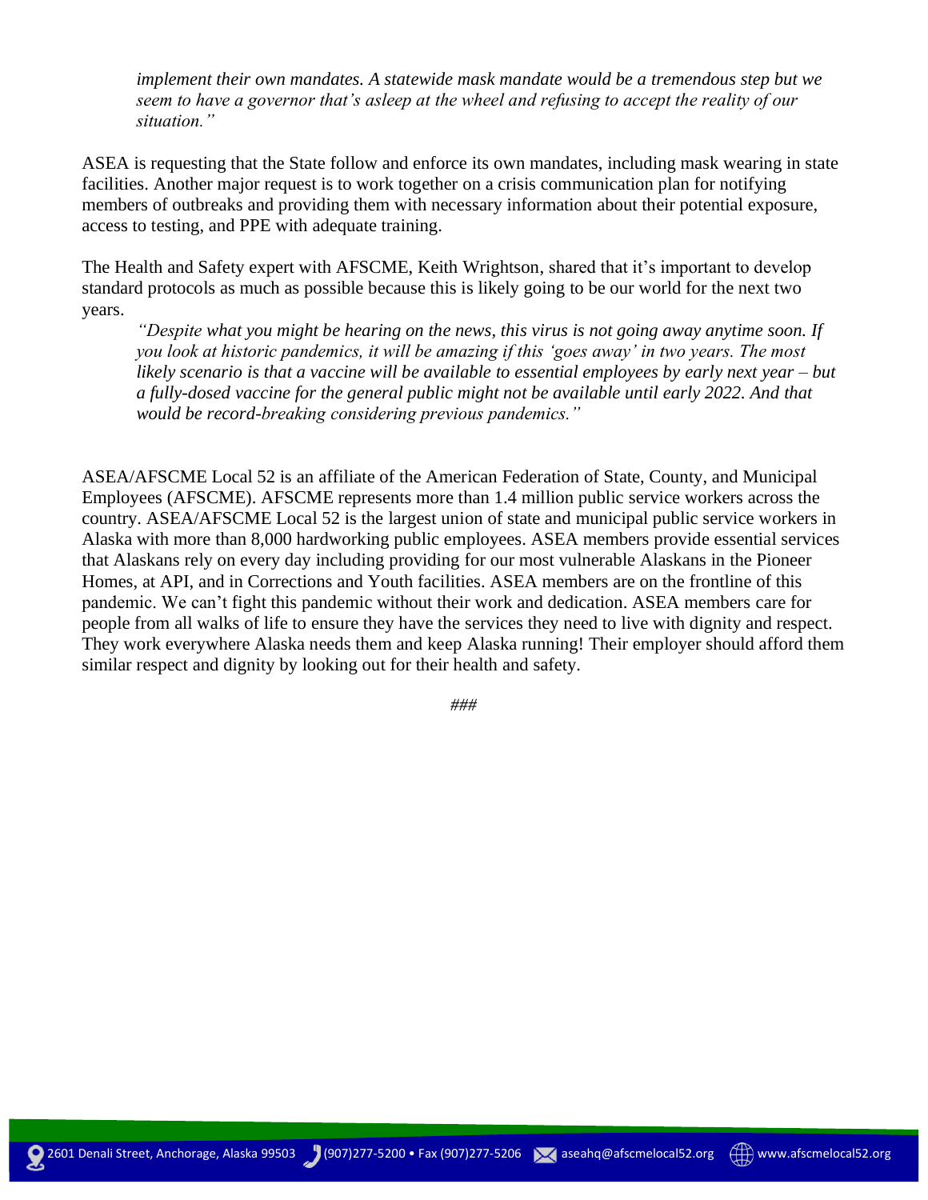*implement their own mandates. A statewide mask mandate would be a tremendous step but we seem to have a governor that's asleep at the wheel and refusing to accept the reality of our situation."*

ASEA is requesting that the State follow and enforce its own mandates, including mask wearing in state facilities. Another major request is to work together on a crisis communication plan for notifying members of outbreaks and providing them with necessary information about their potential exposure, access to testing, and PPE with adequate training.

The Health and Safety expert with AFSCME, Keith Wrightson, shared that it's important to develop standard protocols as much as possible because this is likely going to be our world for the next two years.

> *"Despite what you might be hearing on the news, this virus is not going away anytime soon. If you look at historic pandemics, it will be amazing if this 'goes away' in two years. The most likely scenario is that a vaccine will be available to essential employees by early next year – but a fully-dosed vaccine for the general public might not be available until early 2022. And that would be record-breaking considering previous pandemics."*

ASEA/AFSCME Local 52 is an affiliate of the American Federation of State, County, and Municipal Employees (AFSCME). AFSCME represents more than 1.4 million public service workers across the country. ASEA/AFSCME Local 52 is the largest union of state and municipal public service workers in Alaska with more than 8,000 hardworking public employees. ASEA members provide essential services that Alaskans rely on every day including providing for our most vulnerable Alaskans in the Pioneer Homes, at API, and in Corrections and Youth facilities. ASEA members are on the frontline of this pandemic. We can't fight this pandemic without their work and dedication. ASEA members care for people from all walks of life to ensure they have the services they need to live with dignity and respect. They work everywhere Alaska needs them and keep Alaska running! Their employer should afford them similar respect and dignity by looking out for their health and safety.

*###*

2601 Denali Street, Anchorage, Alaska 99503 (907)277-5200 • Fax (907)277-5206 aseahq@afscmelocal52.org www.afscmelocal52.org